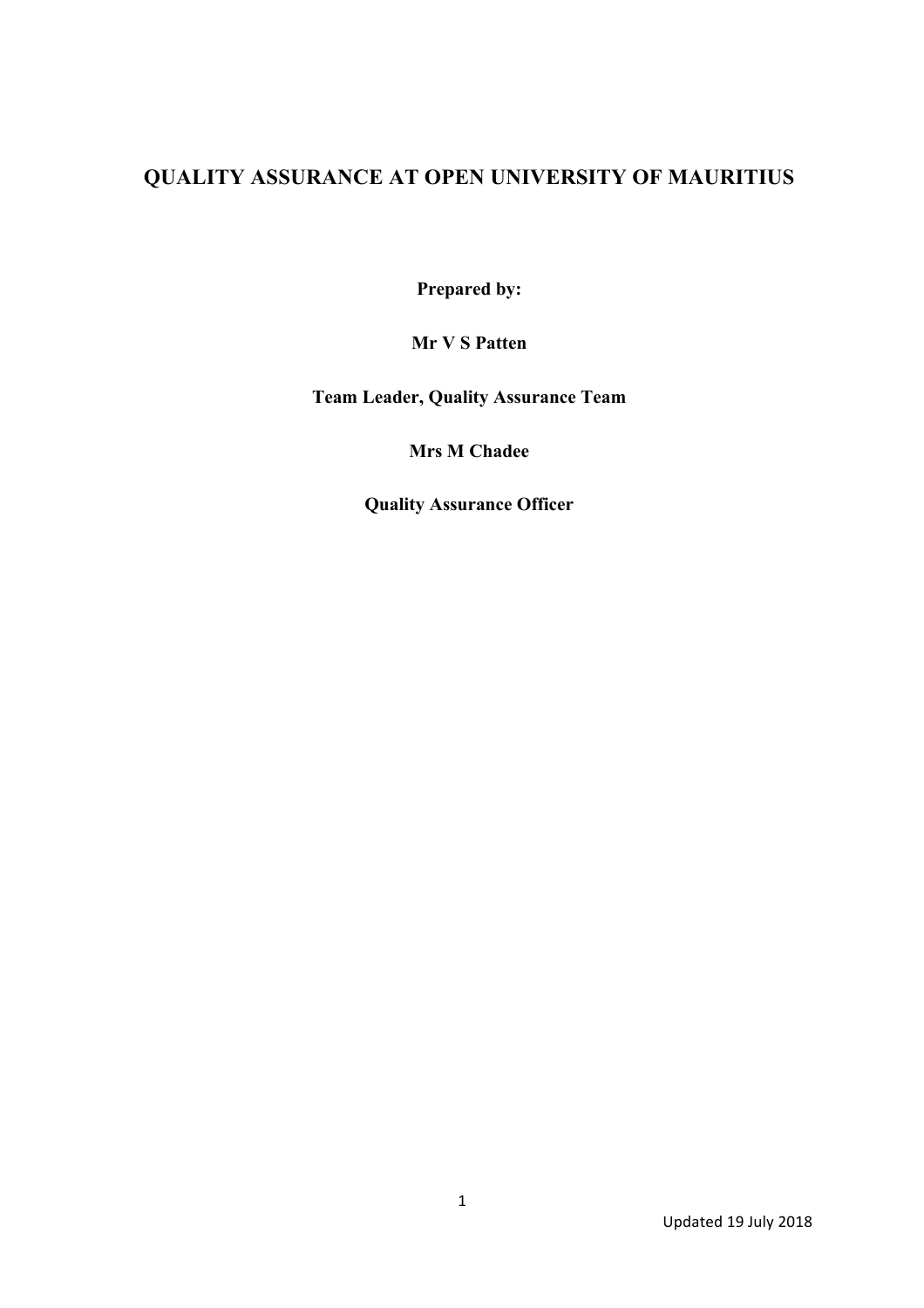# QUALITY ASSURANCE AT OPEN UNIVERSITY OF MAURITIUS

**Prepared by:**

**Mr V S Patten**

**Team Leader, Quality Assurance Team**

**Mrs M Chadee**

**Quality Assurance Officer**

Updated 19 July 2018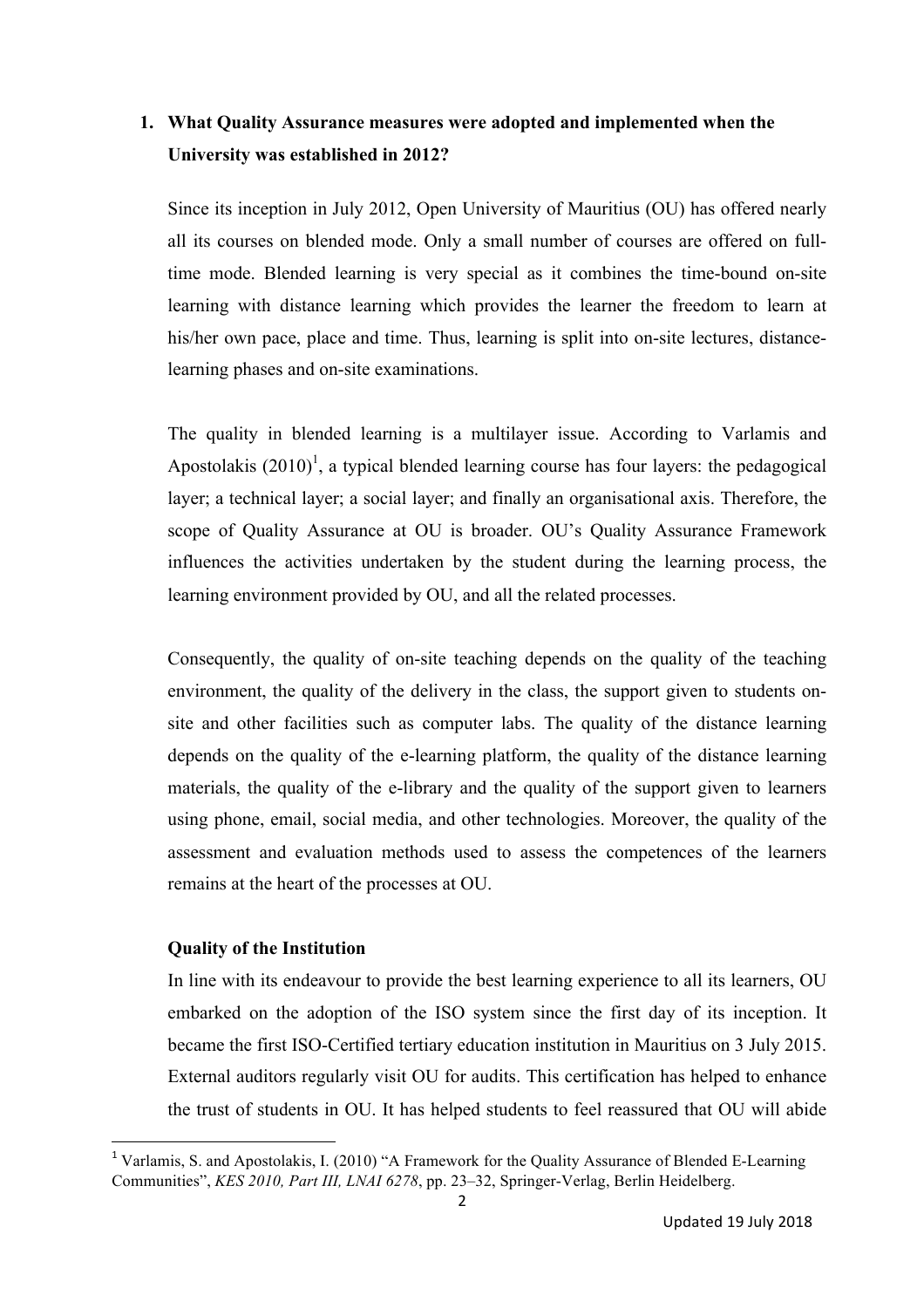1. **What Quality Assurance measures were adopted and implemented when the University was established in 2012?**

Since its inception in July 2012, Open University of Mauritius (OU) has offered nearly all its courses on blended mode. Only a small number of courses are offered on full-time mode. Blended learning is very special as it combines the time-bound on-site learning with distance learning which provides the learner the freedom to learn at his/her own pace, place and time. Thus, learning is split into on-site lectures, distance-learning phases and on-site examinations.

The quality in blended learning is a multilayer issue. According to Varlamis and Apostolakis (2010)[1], a typical blended learning course has four layers: the pedagogical layer; a technical layer; a social layer; and finally an organisational axis. Therefore, the scope of Quality Assurance at OU is broader. OU's Quality Assurance Framework influences the activities undertaken by the student during the learning process, the learning environment provided by OU, and all the related processes.

Consequently, the quality of on-site teaching depends on the quality of the teaching environment, the quality of the delivery in the class, the support given to students on-site and other facilities such as computer labs. The quality of the distance learning depends on the quality of the e-learning platform, the quality of the distance learning materials, the quality of the e-library and the quality of the support given to learners using phone, email, social media, and other technologies. Moreover, the quality of the assessment and evaluation methods used to assess the competences of the learners remains at the heart of the processes at OU.

**Quality of the Institution**

In line with its endeavour to provide the best learning experience to all its learners, OU embarked on the adoption of the ISO system since the first day of its inception. It became the first ISO-Certified tertiary education institution in Mauritius on 3 July 2015. External auditors regularly visit OU for audits. This certification has helped to enhance the trust of students in OU. It has helped students to feel reassured that OU will abide

---

[1] Varlamis, S. and Apostolakis, I. (2010) "A Framework for the Quality Assurance of Blended E-Learning Communities", *KES 2010, Part III, LNAI 6278*, pp. 23–32, Springer-Verlag, Berlin Heidelberg.

Updated 19 July 2018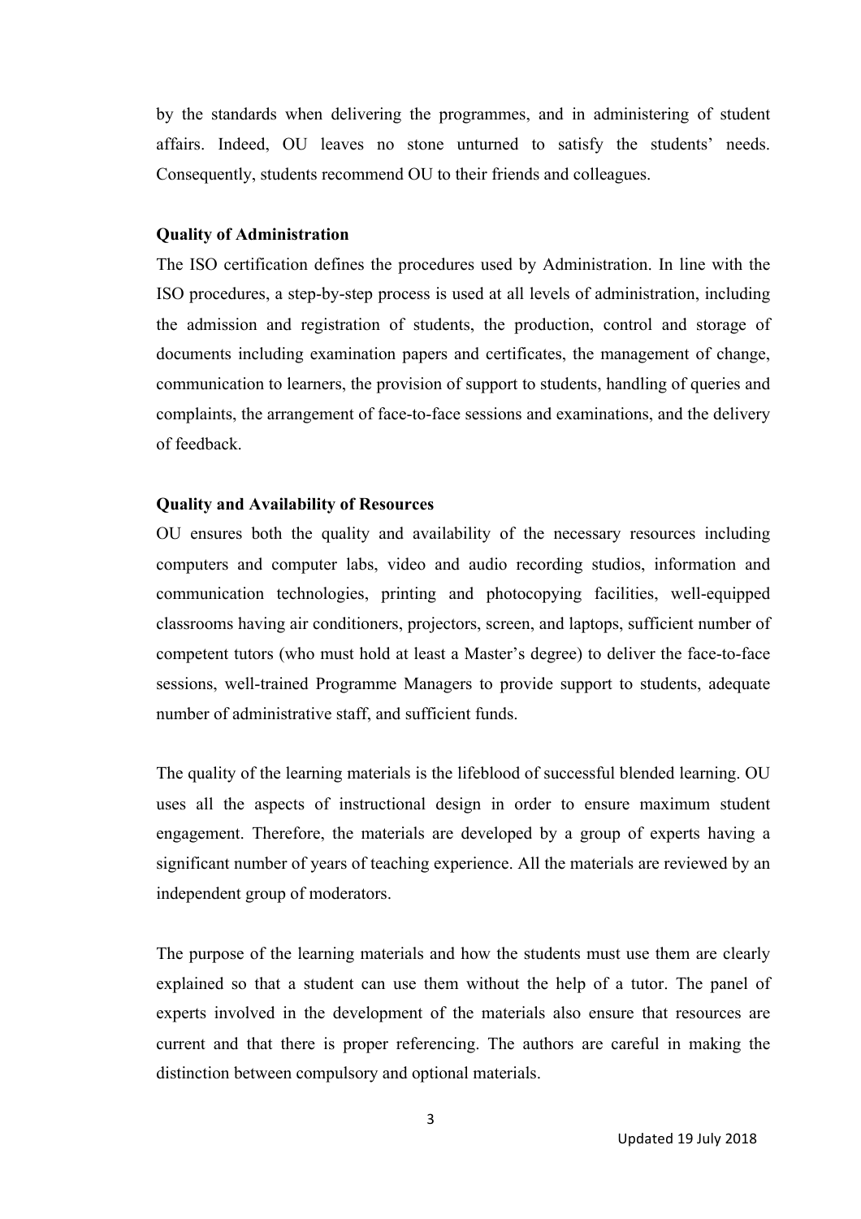by the standards when delivering the programmes, and in administering of student affairs. Indeed, OU leaves no stone unturned to satisfy the students' needs. Consequently, students recommend OU to their friends and colleagues.

**Quality of Administration**

The ISO certification defines the procedures used by Administration. In line with the ISO procedures, a step-by-step process is used at all levels of administration, including the admission and registration of students, the production, control and storage of documents including examination papers and certificates, the management of change, communication to learners, the provision of support to students, handling of queries and complaints, the arrangement of face-to-face sessions and examinations, and the delivery of feedback.

**Quality and Availability of Resources**

OU ensures both the quality and availability of the necessary resources including computers and computer labs, video and audio recording studios, information and communication technologies, printing and photocopying facilities, well-equipped classrooms having air conditioners, projectors, screen, and laptops, sufficient number of competent tutors (who must hold at least a Master's degree) to deliver the face-to-face sessions, well-trained Programme Managers to provide support to students, adequate number of administrative staff, and sufficient funds.

The quality of the learning materials is the lifeblood of successful blended learning. OU uses all the aspects of instructional design in order to ensure maximum student engagement. Therefore, the materials are developed by a group of experts having a significant number of years of teaching experience. All the materials are reviewed by an independent group of moderators.

The purpose of the learning materials and how the students must use them are clearly explained so that a student can use them without the help of a tutor. The panel of experts involved in the development of the materials also ensure that resources are current and that there is proper referencing. The authors are careful in making the distinction between compulsory and optional materials.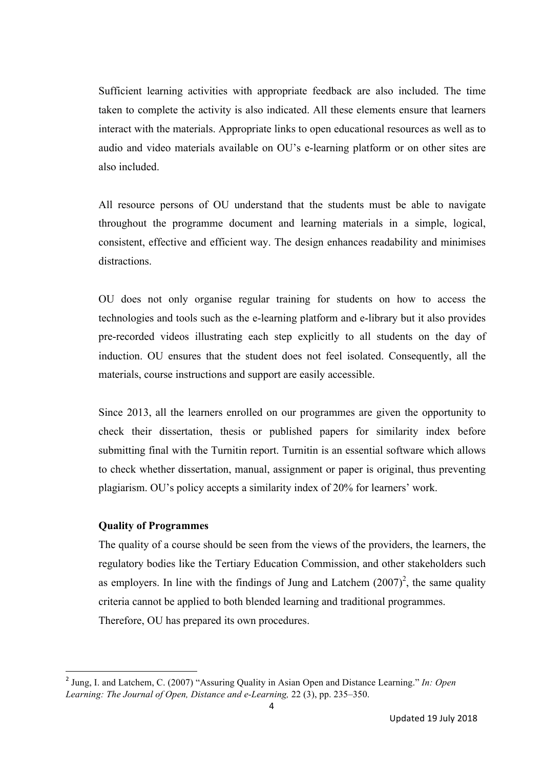Sufficient learning activities with appropriate feedback are also included. The time taken to complete the activity is also indicated. All these elements ensure that learners interact with the materials. Appropriate links to open educational resources as well as to audio and video materials available on OU's e-learning platform or on other sites are also included.

All resource persons of OU understand that the students must be able to navigate throughout the programme document and learning materials in a simple, logical, consistent, effective and efficient way. The design enhances readability and minimises distractions.

OU does not only organise regular training for students on how to access the technologies and tools such as the e-learning platform and e-library but it also provides pre-recorded videos illustrating each step explicitly to all students on the day of induction. OU ensures that the student does not feel isolated. Consequently, all the materials, course instructions and support are easily accessible.

Since 2013, all the learners enrolled on our programmes are given the opportunity to check their dissertation, thesis or published papers for similarity index before submitting final with the Turnitin report. Turnitin is an essential software which allows to check whether dissertation, manual, assignment or paper is original, thus preventing plagiarism. OU's policy accepts a similarity index of 20% for learners' work.

**Quality of Programmes**

The quality of a course should be seen from the views of the providers, the learners, the regulatory bodies like the Tertiary Education Commission, and other stakeholders such as employers. In line with the findings of Jung and Latchem (2007)[2], the same quality criteria cannot be applied to both blended learning and traditional programmes.
Therefore, OU has prepared its own procedures.

---

[2] Jung, I. and Latchem, C. (2007) "Assuring Quality in Asian Open and Distance Learning." *In: Open Learning: The Journal of Open, Distance and e-Learning,* 22 (3), pp. 235–350.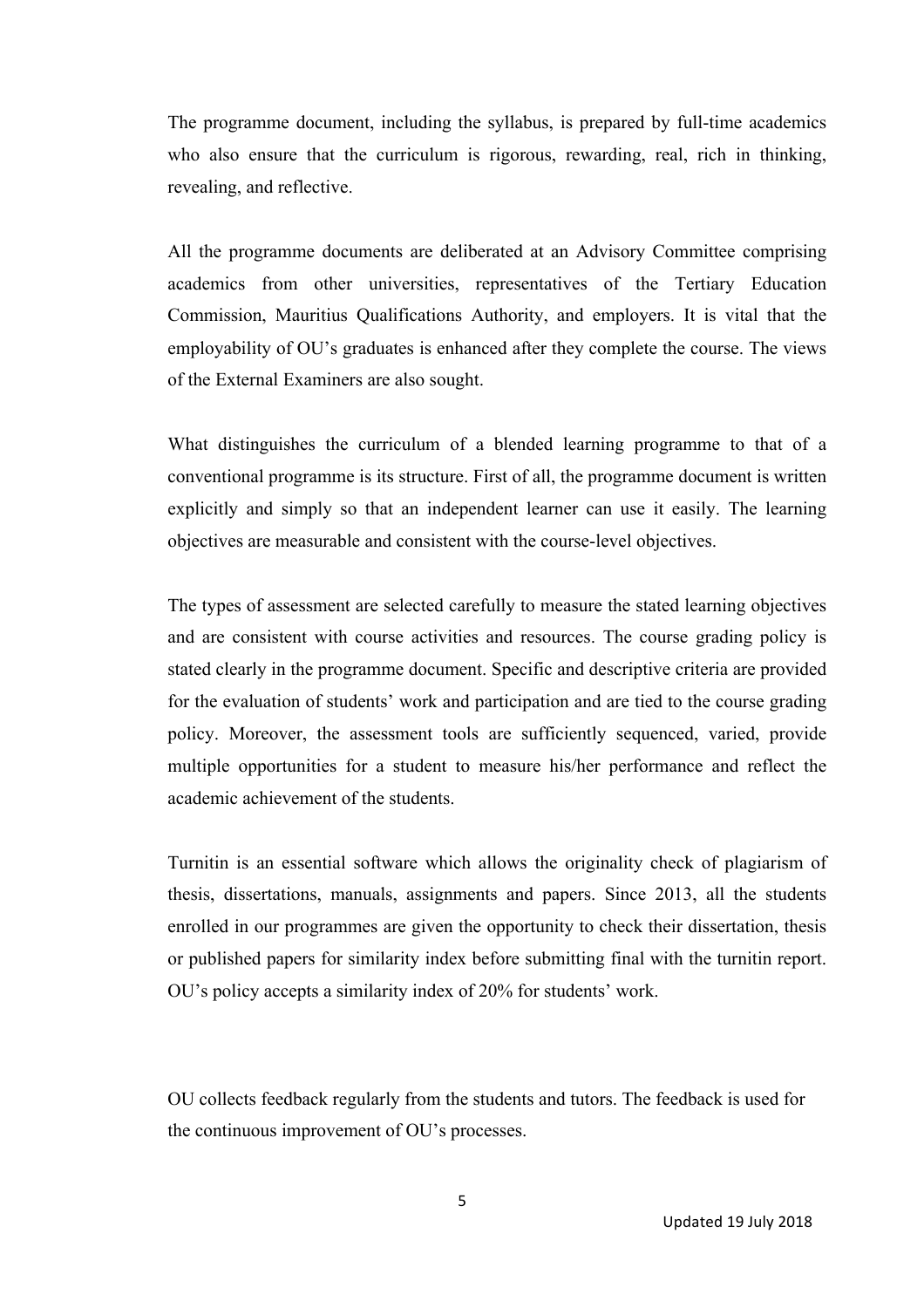The programme document, including the syllabus, is prepared by full-time academics who also ensure that the curriculum is rigorous, rewarding, real, rich in thinking, revealing, and reflective.

All the programme documents are deliberated at an Advisory Committee comprising academics from other universities, representatives of the Tertiary Education Commission, Mauritius Qualifications Authority, and employers. It is vital that the employability of OU's graduates is enhanced after they complete the course. The views of the External Examiners are also sought.

What distinguishes the curriculum of a blended learning programme to that of a conventional programme is its structure. First of all, the programme document is written explicitly and simply so that an independent learner can use it easily. The learning objectives are measurable and consistent with the course-level objectives.

The types of assessment are selected carefully to measure the stated learning objectives and are consistent with course activities and resources. The course grading policy is stated clearly in the programme document. Specific and descriptive criteria are provided for the evaluation of students' work and participation and are tied to the course grading policy. Moreover, the assessment tools are sufficiently sequenced, varied, provide multiple opportunities for a student to measure his/her performance and reflect the academic achievement of the students.

Turnitin is an essential software which allows the originality check of plagiarism of thesis, dissertations, manuals, assignments and papers. Since 2013, all the students enrolled in our programmes are given the opportunity to check their dissertation, thesis or published papers for similarity index before submitting final with the turnitin report. OU's policy accepts a similarity index of 20% for students' work.

OU collects feedback regularly from the students and tutors. The feedback is used for the continuous improvement of OU's processes.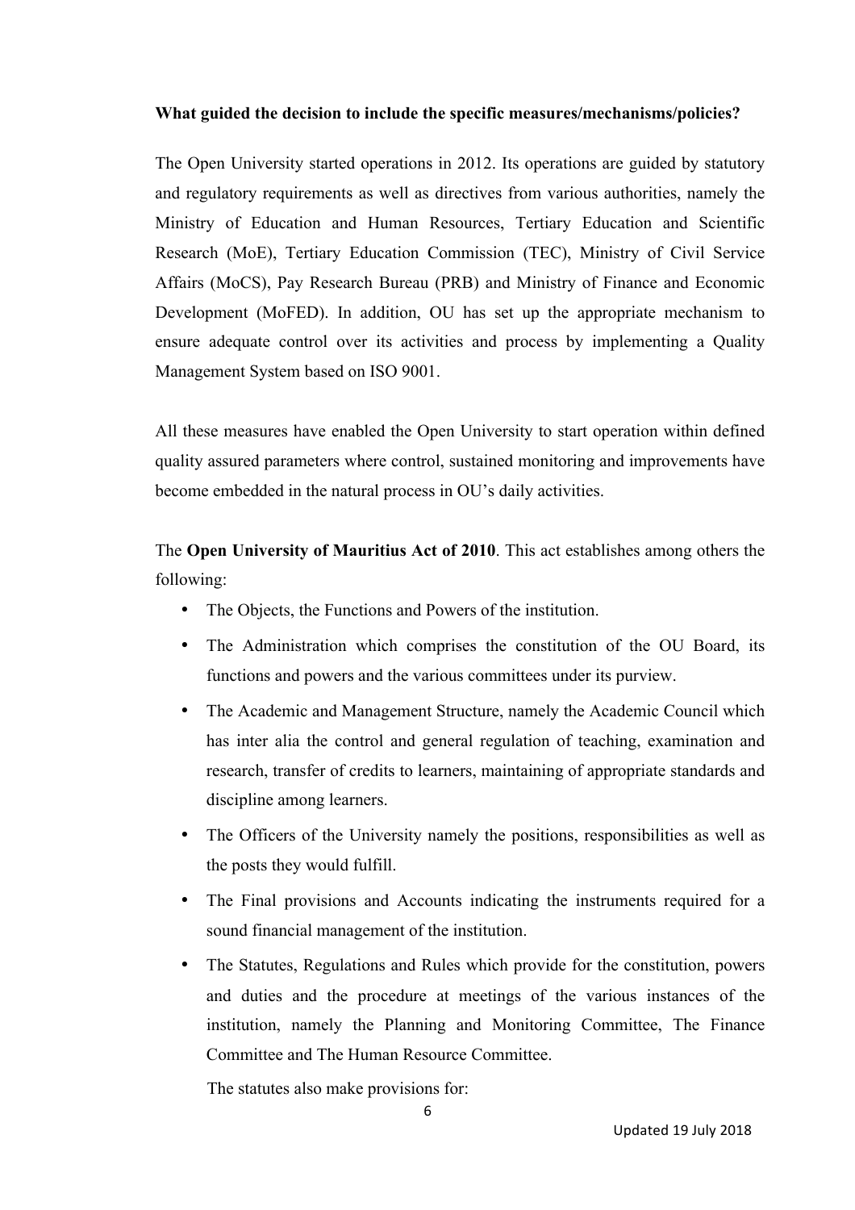**What guided the decision to include the specific measures/mechanisms/policies?**

The Open University started operations in 2012. Its operations are guided by statutory and regulatory requirements as well as directives from various authorities, namely the Ministry of Education and Human Resources, Tertiary Education and Scientific Research (MoE), Tertiary Education Commission (TEC), Ministry of Civil Service Affairs (MoCS), Pay Research Bureau (PRB) and Ministry of Finance and Economic Development (MoFED). In addition, OU has set up the appropriate mechanism to ensure adequate control over its activities and process by implementing a Quality Management System based on ISO 9001.

All these measures have enabled the Open University to start operation within defined quality assured parameters where control, sustained monitoring and improvements have become embedded in the natural process in OU's daily activities.

The **Open University of Mauritius Act of 2010**. This act establishes among others the following:

- The Objects, the Functions and Powers of the institution.
- The Administration which comprises the constitution of the OU Board, its functions and powers and the various committees under its purview.
- The Academic and Management Structure, namely the Academic Council which has inter alia the control and general regulation of teaching, examination and research, transfer of credits to learners, maintaining of appropriate standards and discipline among learners.
- The Officers of the University namely the positions, responsibilities as well as the posts they would fulfill.
- The Final provisions and Accounts indicating the instruments required for a sound financial management of the institution.
- The Statutes, Regulations and Rules which provide for the constitution, powers and duties and the procedure at meetings of the various instances of the institution, namely the Planning and Monitoring Committee, The Finance Committee and The Human Resource Committee.

  The statutes also make provisions for: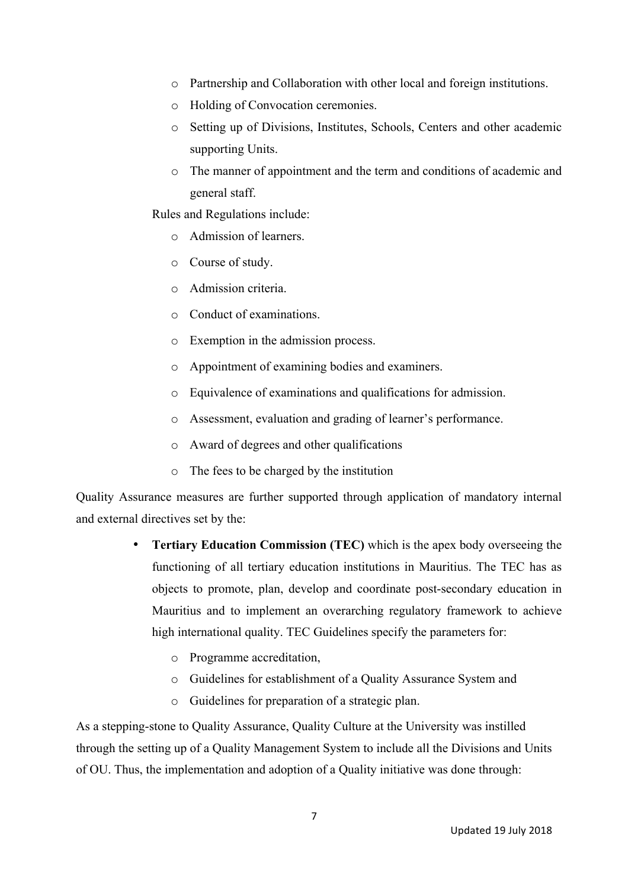- Partnership and Collaboration with other local and foreign institutions.
- Holding of Convocation ceremonies.
- Setting up of Divisions, Institutes, Schools, Centers and other academic supporting Units.
- The manner of appointment and the term and conditions of academic and general staff.

Rules and Regulations include:

- Admission of learners.
- Course of study.
- Admission criteria.
- Conduct of examinations.
- Exemption in the admission process.
- Appointment of examining bodies and examiners.
- Equivalence of examinations and qualifications for admission.
- Assessment, evaluation and grading of learner's performance.
- Award of degrees and other qualifications
- The fees to be charged by the institution

Quality Assurance measures are further supported through application of mandatory internal and external directives set by the:

- **Tertiary Education Commission (TEC)** which is the apex body overseeing the functioning of all tertiary education institutions in Mauritius. The TEC has as objects to promote, plan, develop and coordinate post-secondary education in Mauritius and to implement an overarching regulatory framework to achieve high international quality. TEC Guidelines specify the parameters for:
    - Programme accreditation,
    - Guidelines for establishment of a Quality Assurance System and
    - Guidelines for preparation of a strategic plan.

As a stepping-stone to Quality Assurance, Quality Culture at the University was instilled through the setting up of a Quality Management System to include all the Divisions and Units of OU. Thus, the implementation and adoption of a Quality initiative was done through: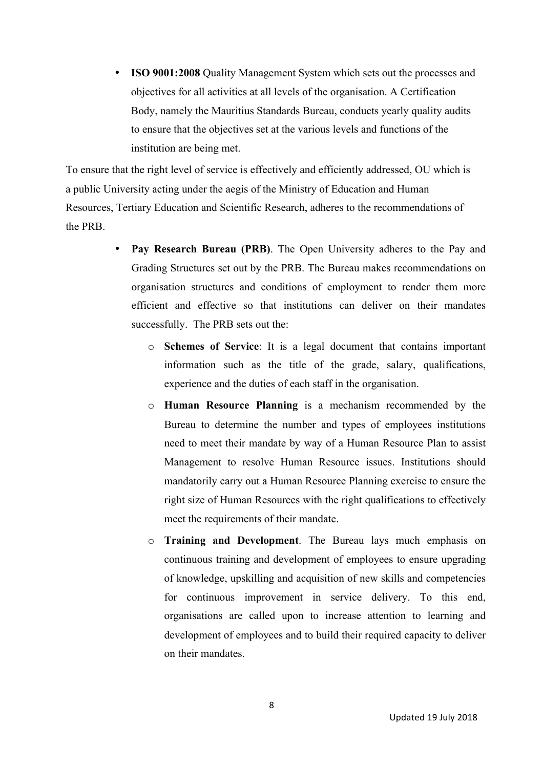- **ISO 9001:2008** Quality Management System which sets out the processes and objectives for all activities at all levels of the organisation. A Certification Body, namely the Mauritius Standards Bureau, conducts yearly quality audits to ensure that the objectives set at the various levels and functions of the institution are being met.

To ensure that the right level of service is effectively and efficiently addressed, OU which is a public University acting under the aegis of the Ministry of Education and Human Resources, Tertiary Education and Scientific Research, adheres to the recommendations of the PRB.

- **Pay Research Bureau (PRB)**. The Open University adheres to the Pay and Grading Structures set out by the PRB. The Bureau makes recommendations on organisation structures and conditions of employment to render them more efficient and effective so that institutions can deliver on their mandates successfully. The PRB sets out the:
  - **Schemes of Service**: It is a legal document that contains important information such as the title of the grade, salary, qualifications, experience and the duties of each staff in the organisation.
  - **Human Resource Planning** is a mechanism recommended by the Bureau to determine the number and types of employees institutions need to meet their mandate by way of a Human Resource Plan to assist Management to resolve Human Resource issues. Institutions should mandatorily carry out a Human Resource Planning exercise to ensure the right size of Human Resources with the right qualifications to effectively meet the requirements of their mandate.
  - **Training and Development**. The Bureau lays much emphasis on continuous training and development of employees to ensure upgrading of knowledge, upskilling and acquisition of new skills and competencies for continuous improvement in service delivery. To this end, organisations are called upon to increase attention to learning and development of employees and to build their required capacity to deliver on their mandates.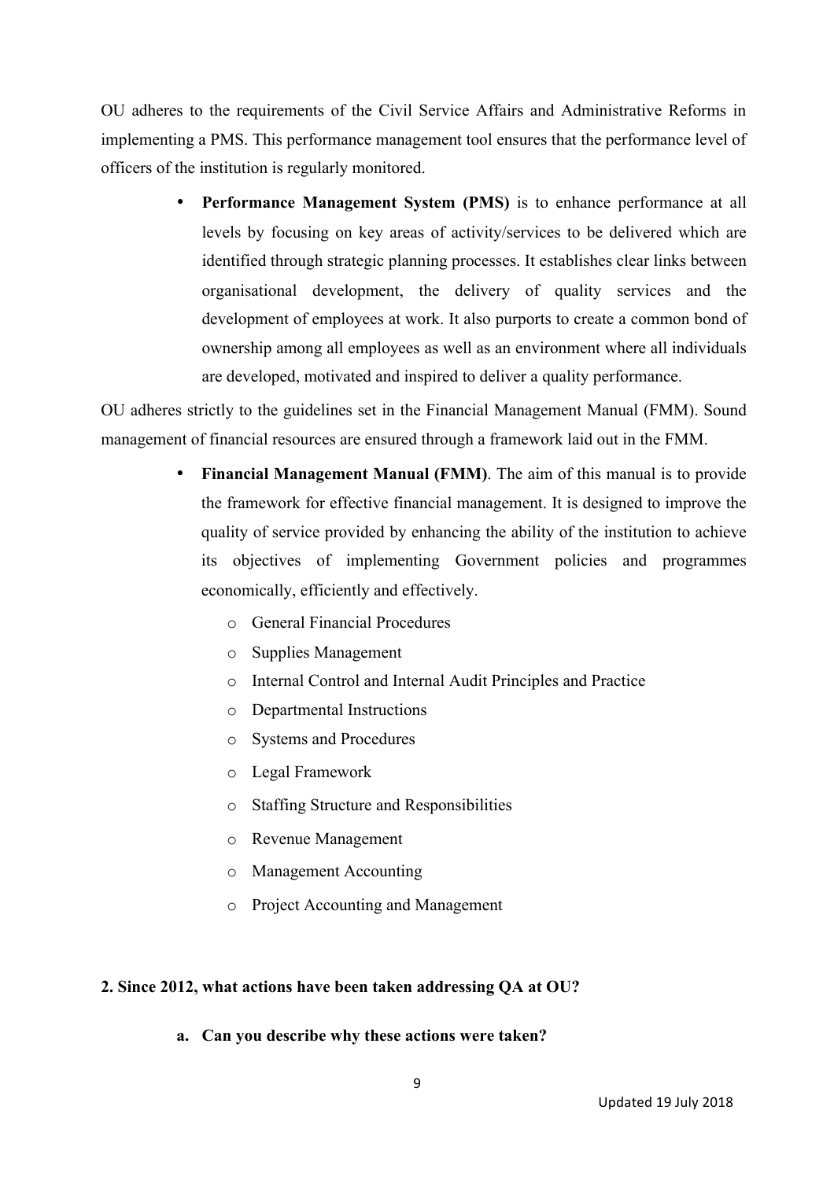OU adheres to the requirements of the Civil Service Affairs and Administrative Reforms in implementing a PMS. This performance management tool ensures that the performance level of officers of the institution is regularly monitored.

- **Performance Management System (PMS)** is to enhance performance at all levels by focusing on key areas of activity/services to be delivered which are identified through strategic planning processes. It establishes clear links between organisational development, the delivery of quality services and the development of employees at work. It also purports to create a common bond of ownership among all employees as well as an environment where all individuals are developed, motivated and inspired to deliver a quality performance.

OU adheres strictly to the guidelines set in the Financial Management Manual (FMM). Sound management of financial resources are ensured through a framework laid out in the FMM.

- **Financial Management Manual (FMM)**. The aim of this manual is to provide the framework for effective financial management. It is designed to improve the quality of service provided by enhancing the ability of the institution to achieve its objectives of implementing Government policies and programmes economically, efficiently and effectively.
  - General Financial Procedures
  - Supplies Management
  - Internal Control and Internal Audit Principles and Practice
  - Departmental Instructions
  - Systems and Procedures
  - Legal Framework
  - Staffing Structure and Responsibilities
  - Revenue Management
  - Management Accounting
  - Project Accounting and Management

**2. Since 2012, what actions have been taken addressing QA at OU?**

**a. Can you describe why these actions were taken?**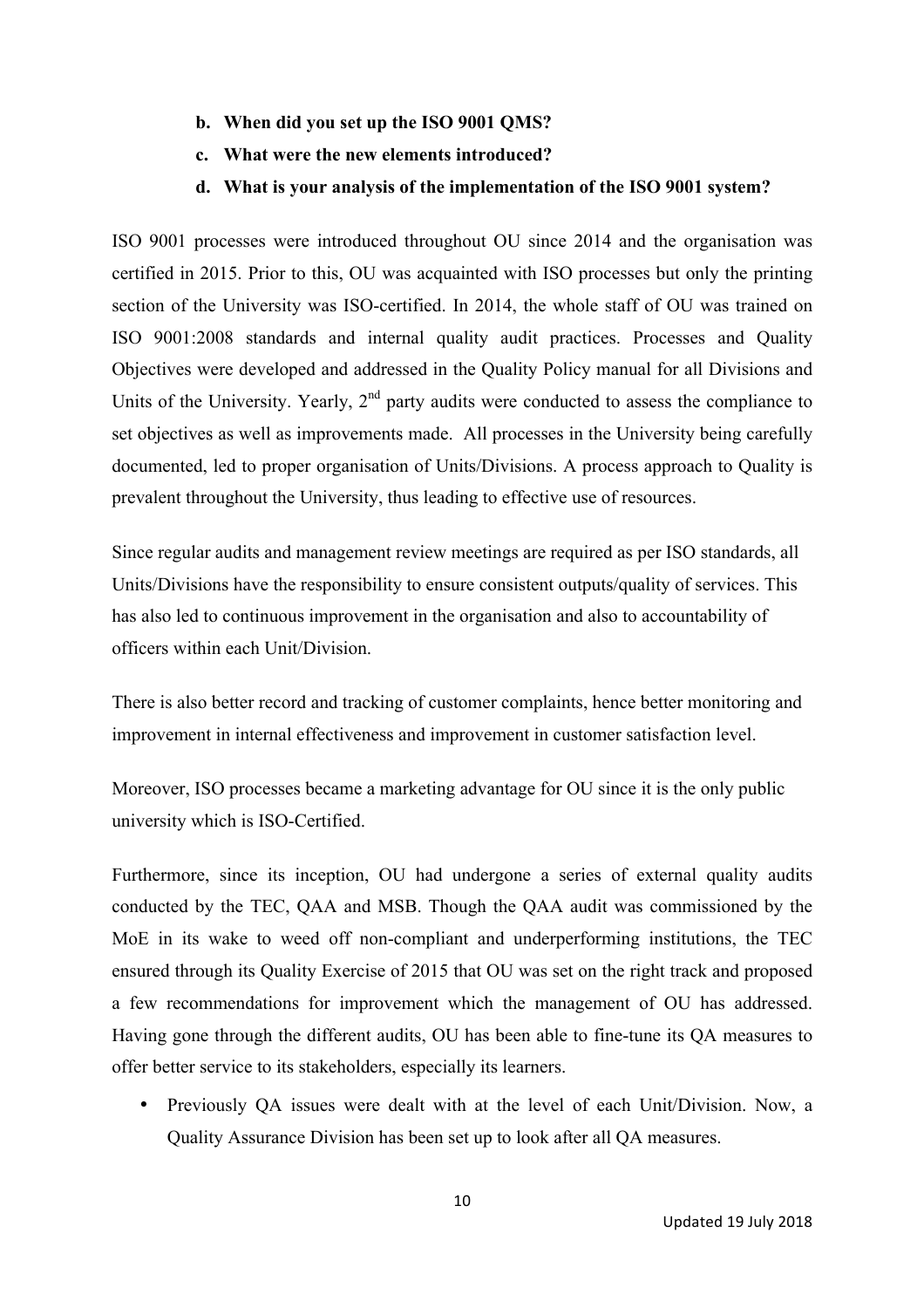**b. When did you set up the ISO 9001 QMS?**

**c. What were the new elements introduced?**

**d. What is your analysis of the implementation of the ISO 9001 system?**

ISO 9001 processes were introduced throughout OU since 2014 and the organisation was certified in 2015. Prior to this, OU was acquainted with ISO processes but only the printing section of the University was ISO-certified. In 2014, the whole staff of OU was trained on ISO 9001:2008 standards and internal quality audit practices. Processes and Quality Objectives were developed and addressed in the Quality Policy manual for all Divisions and Units of the University. Yearly, 2nd party audits were conducted to assess the compliance to set objectives as well as improvements made. All processes in the University being carefully documented, led to proper organisation of Units/Divisions. A process approach to Quality is prevalent throughout the University, thus leading to effective use of resources.

Since regular audits and management review meetings are required as per ISO standards, all Units/Divisions have the responsibility to ensure consistent outputs/quality of services. This has also led to continuous improvement in the organisation and also to accountability of officers within each Unit/Division.

There is also better record and tracking of customer complaints, hence better monitoring and improvement in internal effectiveness and improvement in customer satisfaction level.

Moreover, ISO processes became a marketing advantage for OU since it is the only public university which is ISO-Certified.

Furthermore, since its inception, OU had undergone a series of external quality audits conducted by the TEC, QAA and MSB. Though the QAA audit was commissioned by the MoE in its wake to weed off non-compliant and underperforming institutions, the TEC ensured through its Quality Exercise of 2015 that OU was set on the right track and proposed a few recommendations for improvement which the management of OU has addressed. Having gone through the different audits, OU has been able to fine-tune its QA measures to offer better service to its stakeholders, especially its learners.

- Previously QA issues were dealt with at the level of each Unit/Division. Now, a Quality Assurance Division has been set up to look after all QA measures.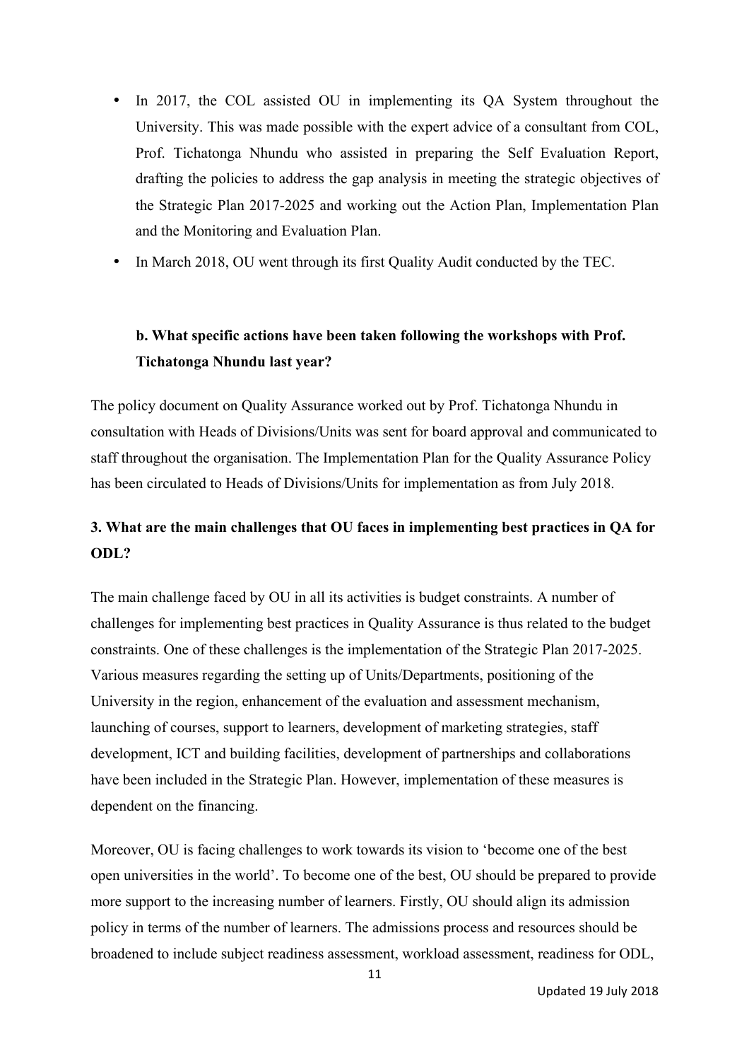- In 2017, the COL assisted OU in implementing its QA System throughout the University. This was made possible with the expert advice of a consultant from COL, Prof. Tichatonga Nhundu who assisted in preparing the Self Evaluation Report, drafting the policies to address the gap analysis in meeting the strategic objectives of the Strategic Plan 2017-2025 and working out the Action Plan, Implementation Plan and the Monitoring and Evaluation Plan.
- In March 2018, OU went through its first Quality Audit conducted by the TEC.

**b. What specific actions have been taken following the workshops with Prof. Tichatonga Nhundu last year?**

The policy document on Quality Assurance worked out by Prof. Tichatonga Nhundu in consultation with Heads of Divisions/Units was sent for board approval and communicated to staff throughout the organisation. The Implementation Plan for the Quality Assurance Policy has been circulated to Heads of Divisions/Units for implementation as from July 2018.

**3. What are the main challenges that OU faces in implementing best practices in QA for ODL?**

The main challenge faced by OU in all its activities is budget constraints. A number of challenges for implementing best practices in Quality Assurance is thus related to the budget constraints. One of these challenges is the implementation of the Strategic Plan 2017-2025. Various measures regarding the setting up of Units/Departments, positioning of the University in the region, enhancement of the evaluation and assessment mechanism, launching of courses, support to learners, development of marketing strategies, staff development, ICT and building facilities, development of partnerships and collaborations have been included in the Strategic Plan. However, implementation of these measures is dependent on the financing.

Moreover, OU is facing challenges to work towards its vision to 'become one of the best open universities in the world'. To become one of the best, OU should be prepared to provide more support to the increasing number of learners. Firstly, OU should align its admission policy in terms of the number of learners. The admissions process and resources should be broadened to include subject readiness assessment, workload assessment, readiness for ODL,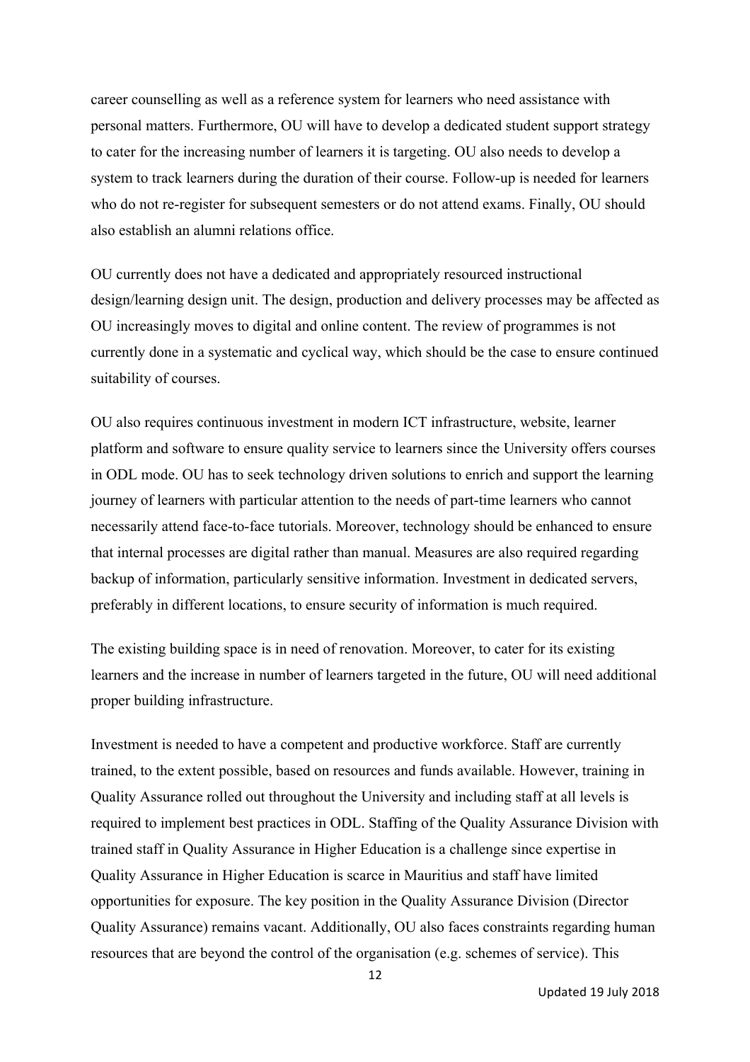career counselling as well as a reference system for learners who need assistance with personal matters. Furthermore, OU will have to develop a dedicated student support strategy to cater for the increasing number of learners it is targeting. OU also needs to develop a system to track learners during the duration of their course. Follow-up is needed for learners who do not re-register for subsequent semesters or do not attend exams. Finally, OU should also establish an alumni relations office.

OU currently does not have a dedicated and appropriately resourced instructional design/learning design unit. The design, production and delivery processes may be affected as OU increasingly moves to digital and online content. The review of programmes is not currently done in a systematic and cyclical way, which should be the case to ensure continued suitability of courses.

OU also requires continuous investment in modern ICT infrastructure, website, learner platform and software to ensure quality service to learners since the University offers courses in ODL mode. OU has to seek technology driven solutions to enrich and support the learning journey of learners with particular attention to the needs of part-time learners who cannot necessarily attend face-to-face tutorials. Moreover, technology should be enhanced to ensure that internal processes are digital rather than manual. Measures are also required regarding backup of information, particularly sensitive information. Investment in dedicated servers, preferably in different locations, to ensure security of information is much required.

The existing building space is in need of renovation. Moreover, to cater for its existing learners and the increase in number of learners targeted in the future, OU will need additional proper building infrastructure.

Investment is needed to have a competent and productive workforce. Staff are currently trained, to the extent possible, based on resources and funds available. However, training in Quality Assurance rolled out throughout the University and including staff at all levels is required to implement best practices in ODL. Staffing of the Quality Assurance Division with trained staff in Quality Assurance in Higher Education is a challenge since expertise in Quality Assurance in Higher Education is scarce in Mauritius and staff have limited opportunities for exposure. The key position in the Quality Assurance Division (Director Quality Assurance) remains vacant. Additionally, OU also faces constraints regarding human resources that are beyond the control of the organisation (e.g. schemes of service). This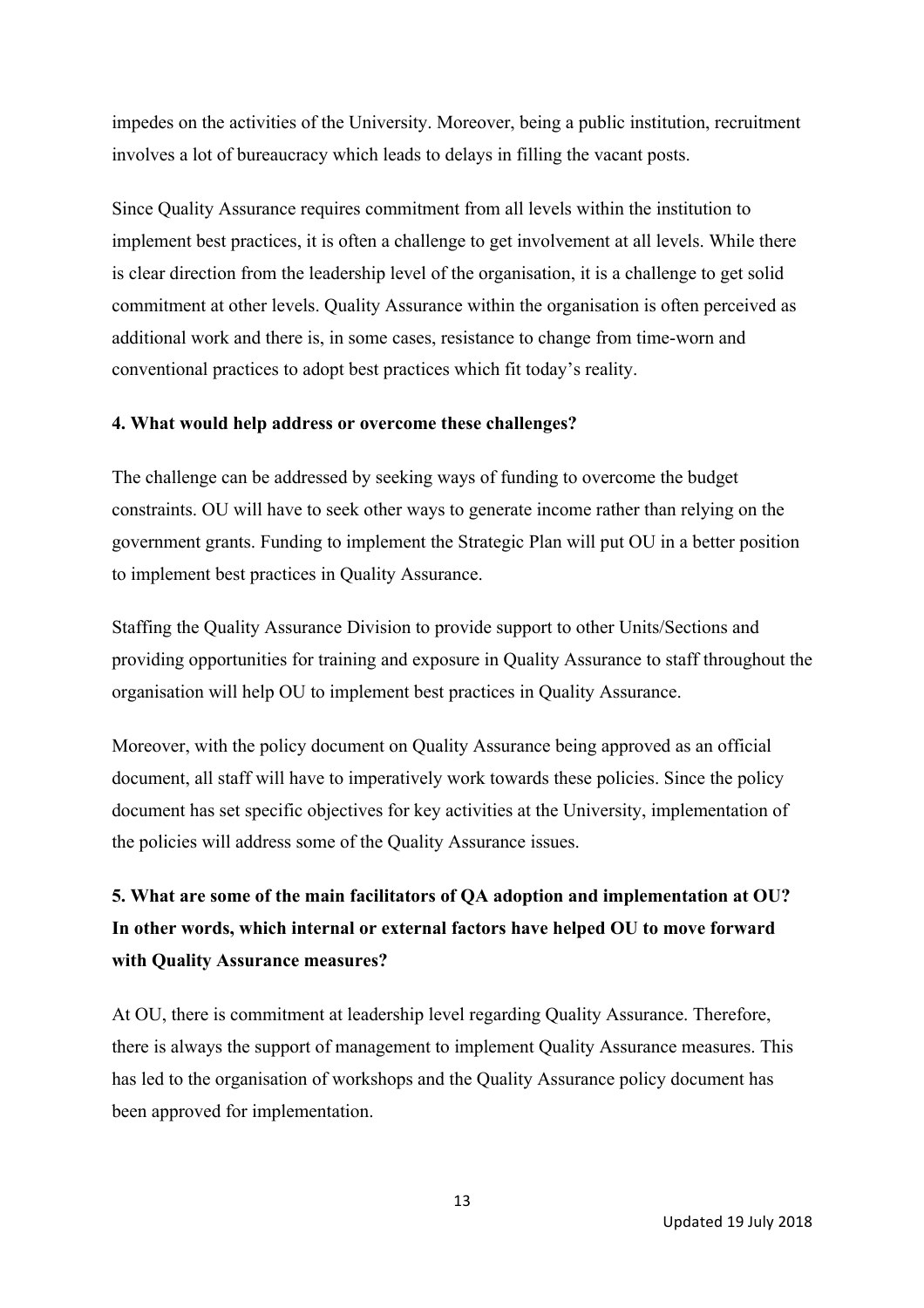impedes on the activities of the University. Moreover, being a public institution, recruitment involves a lot of bureaucracy which leads to delays in filling the vacant posts.

Since Quality Assurance requires commitment from all levels within the institution to implement best practices, it is often a challenge to get involvement at all levels. While there is clear direction from the leadership level of the organisation, it is a challenge to get solid commitment at other levels. Quality Assurance within the organisation is often perceived as additional work and there is, in some cases, resistance to change from time-worn and conventional practices to adopt best practices which fit today's reality.

**4. What would help address or overcome these challenges?**

The challenge can be addressed by seeking ways of funding to overcome the budget constraints. OU will have to seek other ways to generate income rather than relying on the government grants. Funding to implement the Strategic Plan will put OU in a better position to implement best practices in Quality Assurance.

Staffing the Quality Assurance Division to provide support to other Units/Sections and providing opportunities for training and exposure in Quality Assurance to staff throughout the organisation will help OU to implement best practices in Quality Assurance.

Moreover, with the policy document on Quality Assurance being approved as an official document, all staff will have to imperatively work towards these policies. Since the policy document has set specific objectives for key activities at the University, implementation of the policies will address some of the Quality Assurance issues.

**5. What are some of the main facilitators of QA adoption and implementation at OU? In other words, which internal or external factors have helped OU to move forward with Quality Assurance measures?**

At OU, there is commitment at leadership level regarding Quality Assurance. Therefore, there is always the support of management to implement Quality Assurance measures. This has led to the organisation of workshops and the Quality Assurance policy document has been approved for implementation.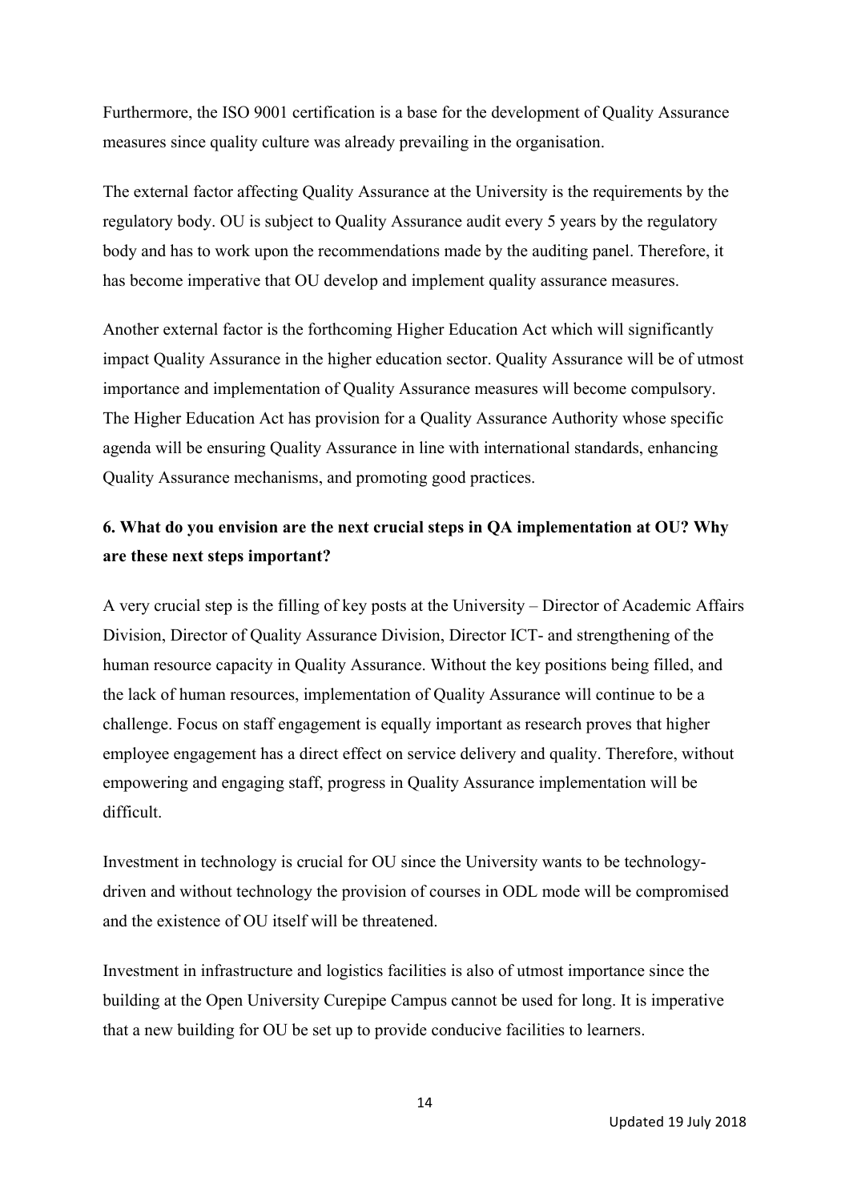Furthermore, the ISO 9001 certification is a base for the development of Quality Assurance measures since quality culture was already prevailing in the organisation.

The external factor affecting Quality Assurance at the University is the requirements by the regulatory body. OU is subject to Quality Assurance audit every 5 years by the regulatory body and has to work upon the recommendations made by the auditing panel. Therefore, it has become imperative that OU develop and implement quality assurance measures.

Another external factor is the forthcoming Higher Education Act which will significantly impact Quality Assurance in the higher education sector. Quality Assurance will be of utmost importance and implementation of Quality Assurance measures will become compulsory. The Higher Education Act has provision for a Quality Assurance Authority whose specific agenda will be ensuring Quality Assurance in line with international standards, enhancing Quality Assurance mechanisms, and promoting good practices.

**6. What do you envision are the next crucial steps in QA implementation at OU? Why are these next steps important?**

A very crucial step is the filling of key posts at the University – Director of Academic Affairs Division, Director of Quality Assurance Division, Director ICT- and strengthening of the human resource capacity in Quality Assurance. Without the key positions being filled, and the lack of human resources, implementation of Quality Assurance will continue to be a challenge. Focus on staff engagement is equally important as research proves that higher employee engagement has a direct effect on service delivery and quality. Therefore, without empowering and engaging staff, progress in Quality Assurance implementation will be difficult.

Investment in technology is crucial for OU since the University wants to be technology-driven and without technology the provision of courses in ODL mode will be compromised and the existence of OU itself will be threatened.

Investment in infrastructure and logistics facilities is also of utmost importance since the building at the Open University Curepipe Campus cannot be used for long. It is imperative that a new building for OU be set up to provide conducive facilities to learners.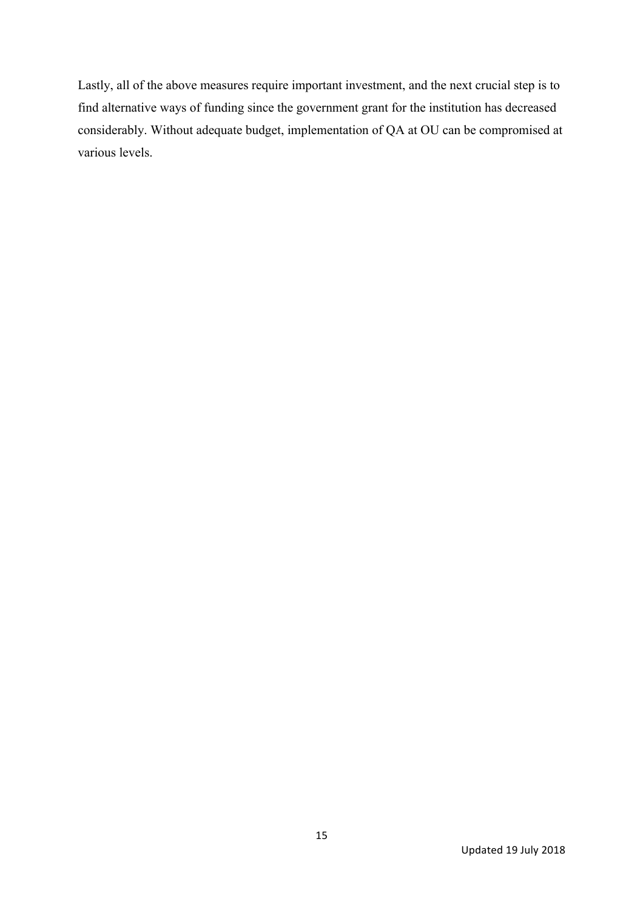Lastly, all of the above measures require important investment, and the next crucial step is to find alternative ways of funding since the government grant for the institution has decreased considerably. Without adequate budget, implementation of QA at OU can be compromised at various levels.